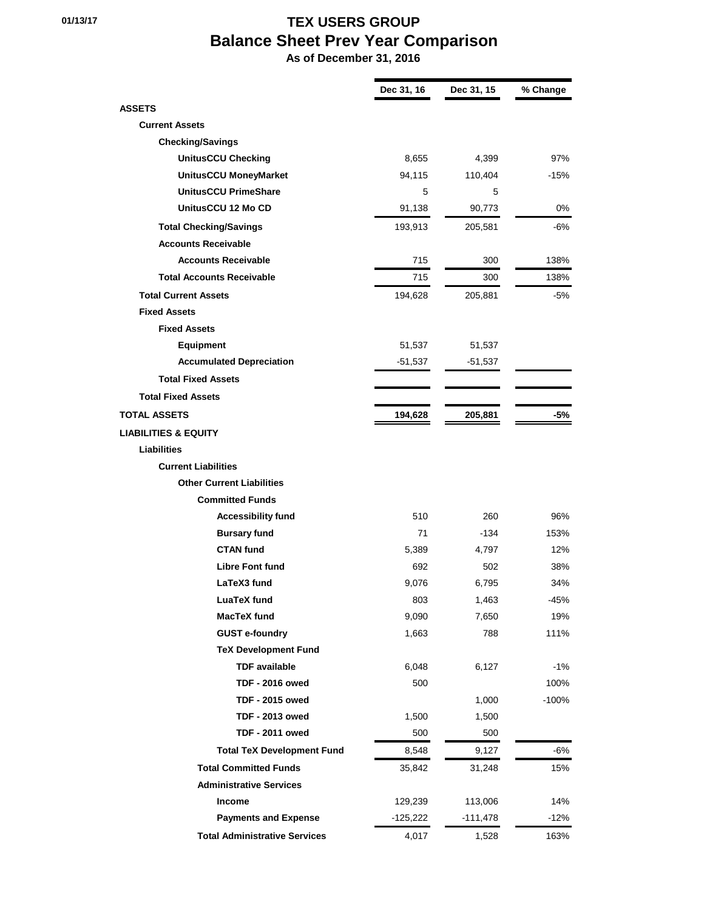01/13/17

# TEX USERS GROUP
## Balance Sheet Prev Year Comparison
### As of December 31, 2016

| | Dec 31, 16 | Dec 31, 15 | % Change |
|---|---|---|---|
| **ASSETS** | | | |
| **Current Assets** | | | |
| **Checking/Savings** | | | |
| **UnitusCCU Checking** | 8,655 | 4,399 | 97% |
| **UnitusCCU MoneyMarket** | 94,115 | 110,404 | -15% |
| **UnitusCCU PrimeShare** | 5 | 5 | |
| **UnitusCCU 12 Mo CD** | 91,138 | 90,773 | 0% |
| **Total Checking/Savings** | 193,913 | 205,581 | -6% |
| **Accounts Receivable** | | | |
| **Accounts Receivable** | 715 | 300 | 138% |
| **Total Accounts Receivable** | 715 | 300 | 138% |
| **Total Current Assets** | 194,628 | 205,881 | -5% |
| **Fixed Assets** | | | |
| **Fixed Assets** | | | |
| **Equipment** | 51,537 | 51,537 | |
| **Accumulated Depreciation** | -51,537 | -51,537 | |
| **Total Fixed Assets** | | | |
| **Total Fixed Assets** | | | |
| **TOTAL ASSETS** | **194,628** | **205,881** | **-5%** |
| **LIABILITIES & EQUITY** | | | |
| **Liabilities** | | | |
| **Current Liabilities** | | | |
| **Other Current Liabilities** | | | |
| **Committed Funds** | | | |
| **Accessibility fund** | 510 | 260 | 96% |
| **Bursary fund** | 71 | -134 | 153% |
| **CTAN fund** | 5,389 | 4,797 | 12% |
| **Libre Font fund** | 692 | 502 | 38% |
| **LaTeX3 fund** | 9,076 | 6,795 | 34% |
| **LuaTeX fund** | 803 | 1,463 | -45% |
| **MacTeX fund** | 9,090 | 7,650 | 19% |
| **GUST e-foundry** | 1,663 | 788 | 111% |
| **TeX Development Fund** | | | |
| **TDF available** | 6,048 | 6,127 | -1% |
| **TDF - 2016 owed** | 500 | | 100% |
| **TDF - 2015 owed** | | 1,000 | -100% |
| **TDF - 2013 owed** | 1,500 | 1,500 | |
| **TDF - 2011 owed** | 500 | 500 | |
| **Total TeX Development Fund** | 8,548 | 9,127 | -6% |
| **Total Committed Funds** | 35,842 | 31,248 | 15% |
| **Administrative Services** | | | |
| **Income** | 129,239 | 113,006 | 14% |
| **Payments and Expense** | -125,222 | -111,478 | -12% |
| **Total Administrative Services** | 4,017 | 1,528 | 163% |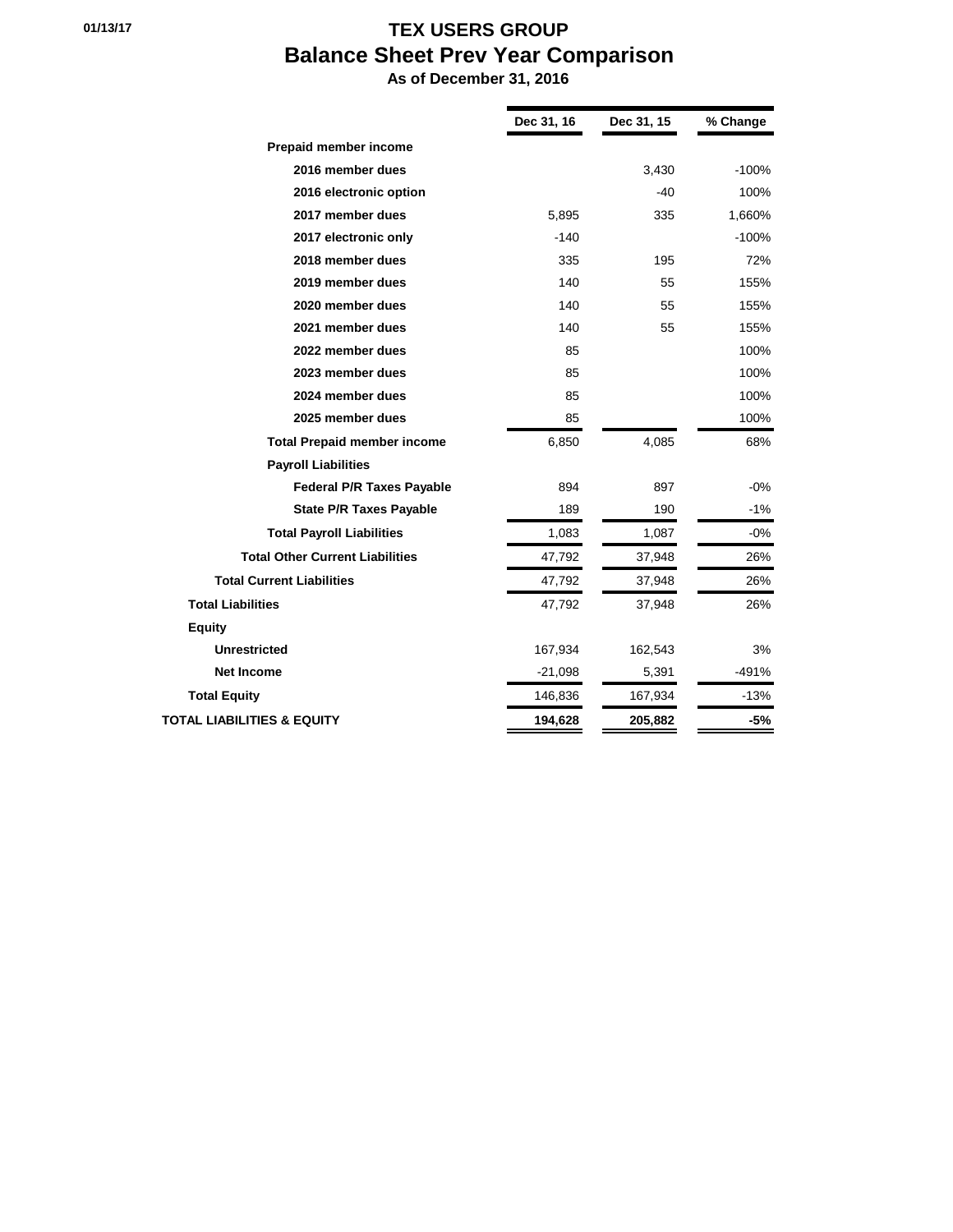# TEX USERS GROUP

## Balance Sheet Prev Year Comparison

### As of December 31, 2016

| | Dec 31, 16 | Dec 31, 15 | % Change |
|---|---|---|---|
| **Prepaid member income** | | | |
| **2016 member dues** | | 3,430 | -100% |
| **2016 electronic option** | | -40 | 100% |
| **2017 member dues** | 5,895 | 335 | 1,660% |
| **2017 electronic only** | -140 | | -100% |
| **2018 member dues** | 335 | 195 | 72% |
| **2019 member dues** | 140 | 55 | 155% |
| **2020 member dues** | 140 | 55 | 155% |
| **2021 member dues** | 140 | 55 | 155% |
| **2022 member dues** | 85 | | 100% |
| **2023 member dues** | 85 | | 100% |
| **2024 member dues** | 85 | | 100% |
| **2025 member dues** | 85 | | 100% |
| **Total Prepaid member income** | 6,850 | 4,085 | 68% |
| **Payroll Liabilities** | | | |
| **Federal P/R Taxes Payable** | 894 | 897 | -0% |
| **State P/R Taxes Payable** | 189 | 190 | -1% |
| **Total Payroll Liabilities** | 1,083 | 1,087 | -0% |
| **Total Other Current Liabilities** | 47,792 | 37,948 | 26% |
| **Total Current Liabilities** | 47,792 | 37,948 | 26% |
| **Total Liabilities** | 47,792 | 37,948 | 26% |
| **Equity** | | | |
| **Unrestricted** | 167,934 | 162,543 | 3% |
| **Net Income** | -21,098 | 5,391 | -491% |
| **Total Equity** | 146,836 | 167,934 | -13% |
| **TOTAL LIABILITIES & EQUITY** | **194,628** | **205,882** | **-5%** |